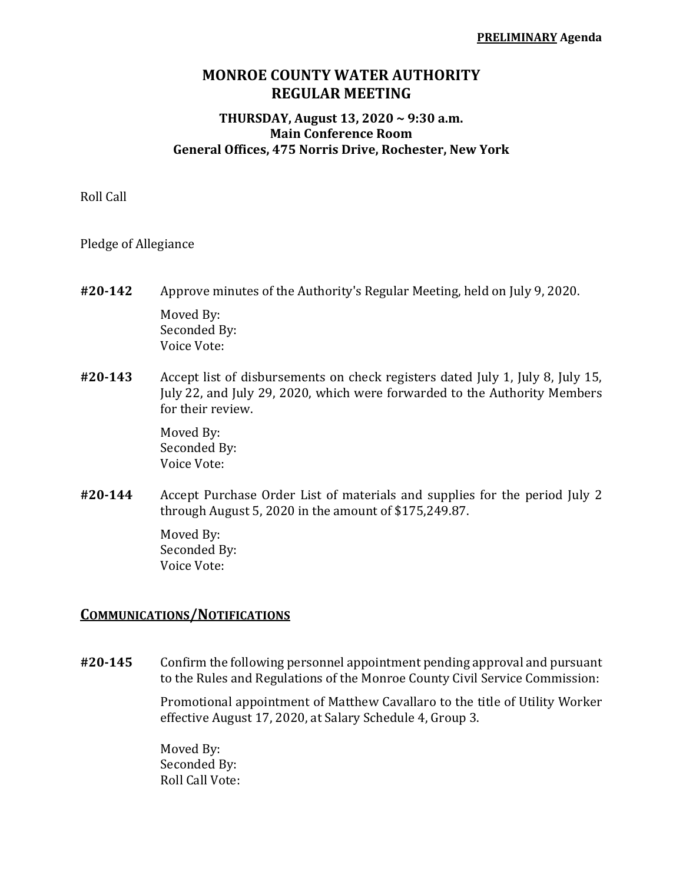**PRELIMINARY Agenda**

# MONROE COUNTY WATER AUTHORITY
# REGULAR MEETING

### THURSDAY, August 13, 2020 ~ 9:30 a.m.
### Main Conference Room
### General Offices, 475 Norris Drive, Rochester, New York

Roll Call

Pledge of Allegiance

**#20-142** Approve minutes of the Authority's Regular Meeting, held on July 9, 2020.

Moved By:
Seconded By:
Voice Vote:

**#20-143** Accept list of disbursements on check registers dated July 1, July 8, July 15, July 22, and July 29, 2020, which were forwarded to the Authority Members for their review.

Moved By:
Seconded By:
Voice Vote:

**#20-144** Accept Purchase Order List of materials and supplies for the period July 2 through August 5, 2020 in the amount of $175,249.87.

Moved By:
Seconded By:
Voice Vote:

## COMMUNICATIONS/NOTIFICATIONS

**#20-145** Confirm the following personnel appointment pending approval and pursuant to the Rules and Regulations of the Monroe County Civil Service Commission:

Promotional appointment of Matthew Cavallaro to the title of Utility Worker effective August 17, 2020, at Salary Schedule 4, Group 3.

Moved By:
Seconded By:
Roll Call Vote: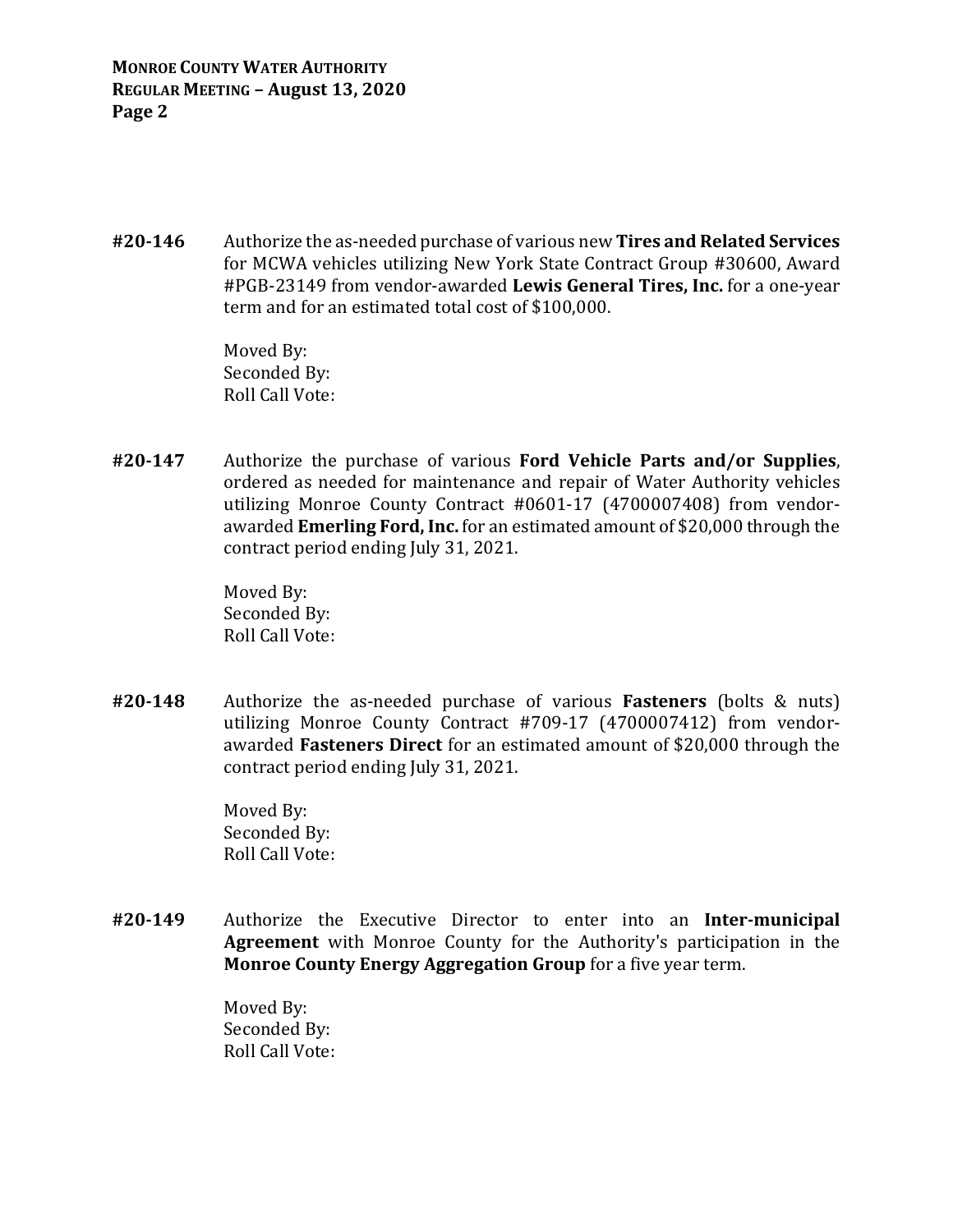**#20-146** Authorize the as-needed purchase of various new **Tires and Related Services** for MCWA vehicles utilizing New York State Contract Group #30600, Award #PGB-23149 from vendor-awarded **Lewis General Tires, Inc.** for a one-year term and for an estimated total cost of $100,000.

Moved By:
Seconded By:
Roll Call Vote:

**#20-147** Authorize the purchase of various **Ford Vehicle Parts and/or Supplies**, ordered as needed for maintenance and repair of Water Authority vehicles utilizing Monroe County Contract #0601-17 (4700007408) from vendor-awarded **Emerling Ford, Inc.** for an estimated amount of $20,000 through the contract period ending July 31, 2021.

Moved By:
Seconded By:
Roll Call Vote:

**#20-148** Authorize the as-needed purchase of various **Fasteners** (bolts & nuts) utilizing Monroe County Contract #709-17 (4700007412) from vendor-awarded **Fasteners Direct** for an estimated amount of $20,000 through the contract period ending July 31, 2021.

Moved By:
Seconded By:
Roll Call Vote:

**#20-149** Authorize the Executive Director to enter into an **Inter-municipal Agreement** with Monroe County for the Authority's participation in the **Monroe County Energy Aggregation Group** for a five year term.

Moved By:
Seconded By:
Roll Call Vote: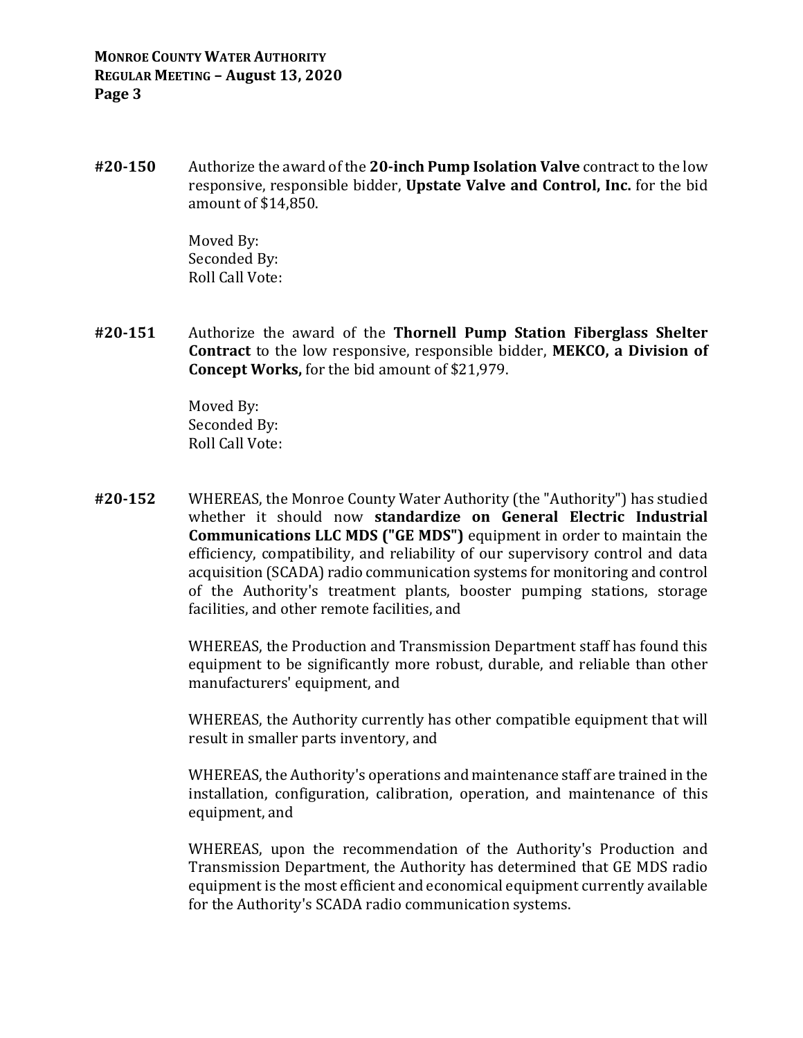**#20-150** Authorize the award of the **20-inch Pump Isolation Valve** contract to the low responsive, responsible bidder, **Upstate Valve and Control, Inc.** for the bid amount of $14,850.

Moved By:
Seconded By:
Roll Call Vote:

**#20-151** Authorize the award of the **Thornell Pump Station Fiberglass Shelter Contract** to the low responsive, responsible bidder, **MEKCO, a Division of Concept Works,** for the bid amount of $21,979.

Moved By:
Seconded By:
Roll Call Vote:

**#20-152** WHEREAS, the Monroe County Water Authority (the "Authority") has studied whether it should now **standardize on General Electric Industrial Communications LLC MDS ("GE MDS")** equipment in order to maintain the efficiency, compatibility, and reliability of our supervisory control and data acquisition (SCADA) radio communication systems for monitoring and control of the Authority's treatment plants, booster pumping stations, storage facilities, and other remote facilities, and

WHEREAS, the Production and Transmission Department staff has found this equipment to be significantly more robust, durable, and reliable than other manufacturers' equipment, and

WHEREAS, the Authority currently has other compatible equipment that will result in smaller parts inventory, and

WHEREAS, the Authority's operations and maintenance staff are trained in the installation, configuration, calibration, operation, and maintenance of this equipment, and

WHEREAS, upon the recommendation of the Authority's Production and Transmission Department, the Authority has determined that GE MDS radio equipment is the most efficient and economical equipment currently available for the Authority's SCADA radio communication systems.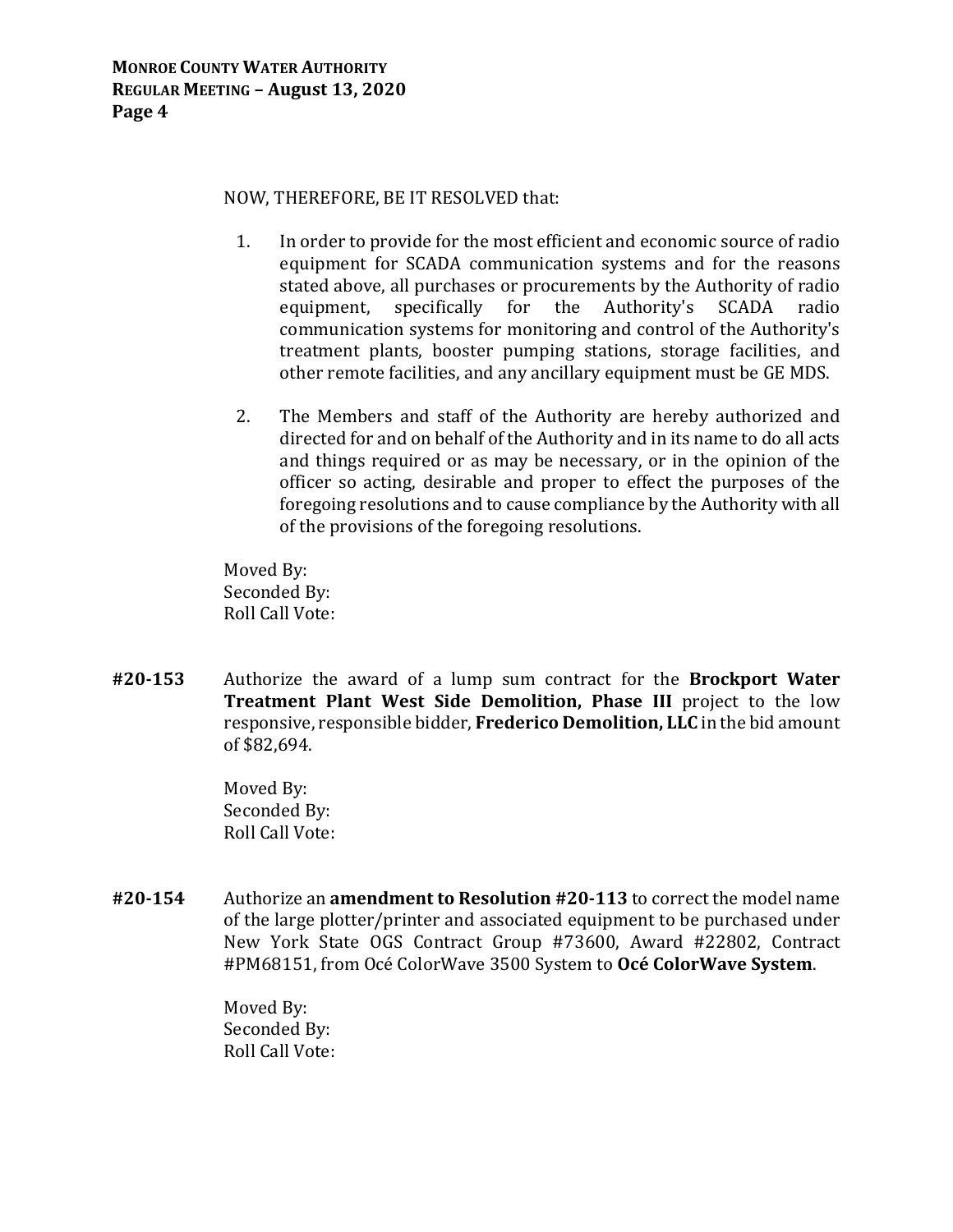NOW, THEREFORE, BE IT RESOLVED that:

1. In order to provide for the most efficient and economic source of radio equipment for SCADA communication systems and for the reasons stated above, all purchases or procurements by the Authority of radio equipment, specifically for the Authority's SCADA radio communication systems for monitoring and control of the Authority's treatment plants, booster pumping stations, storage facilities, and other remote facilities, and any ancillary equipment must be GE MDS.

2. The Members and staff of the Authority are hereby authorized and directed for and on behalf of the Authority and in its name to do all acts and things required or as may be necessary, or in the opinion of the officer so acting, desirable and proper to effect the purposes of the foregoing resolutions and to cause compliance by the Authority with all of the provisions of the foregoing resolutions.

Moved By:
Seconded By:
Roll Call Vote:

**#20-153** Authorize the award of a lump sum contract for the **Brockport Water Treatment Plant West Side Demolition, Phase III** project to the low responsive, responsible bidder, **Frederico Demolition, LLC** in the bid amount of $82,694.

Moved By:
Seconded By:
Roll Call Vote:

**#20-154** Authorize an **amendment to Resolution #20-113** to correct the model name of the large plotter/printer and associated equipment to be purchased under New York State OGS Contract Group #73600, Award #22802, Contract #PM68151, from Océ ColorWave 3500 System to **Océ ColorWave System**.

Moved By:
Seconded By:
Roll Call Vote: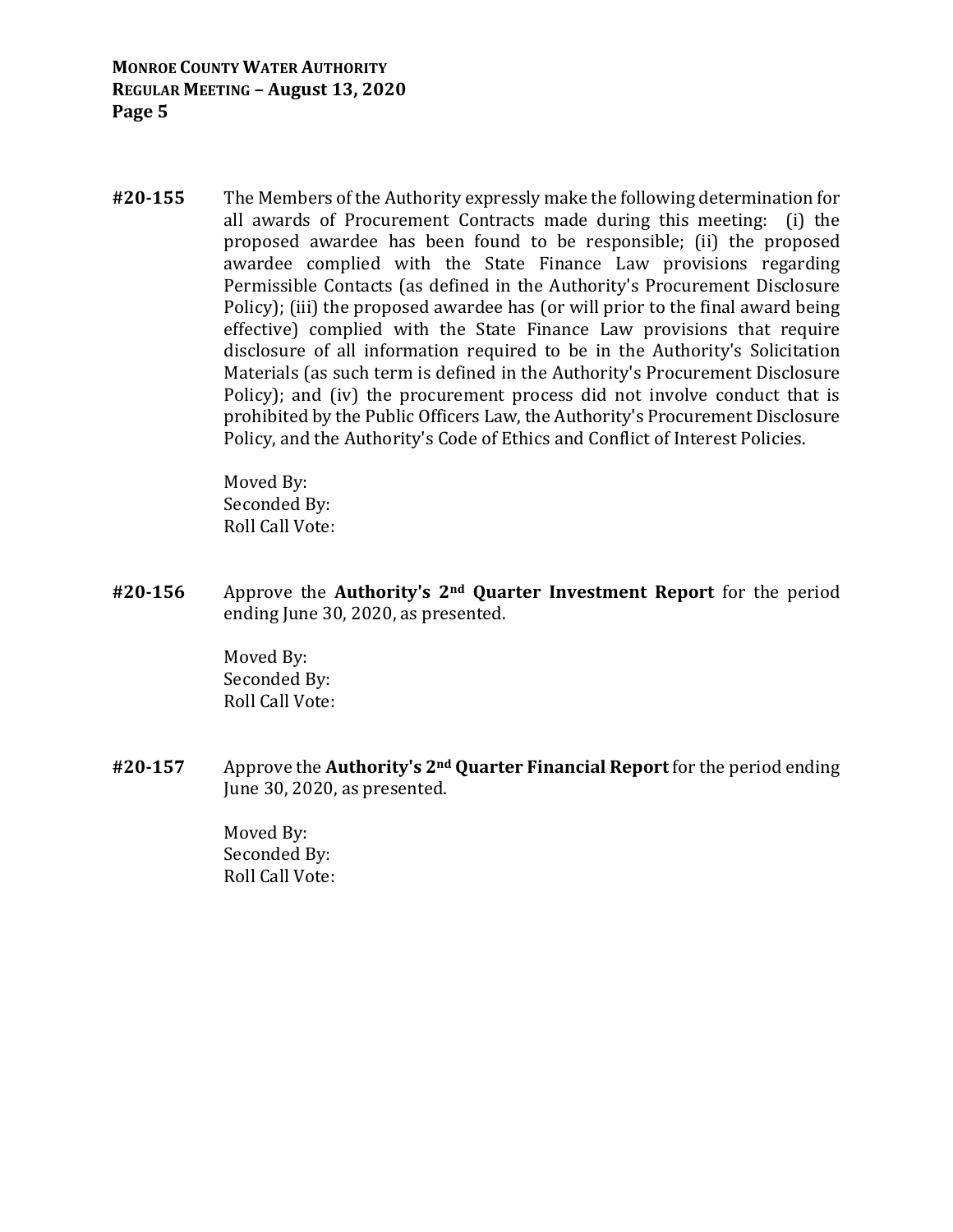**#20-155** The Members of the Authority expressly make the following determination for all awards of Procurement Contracts made during this meeting: (i) the proposed awardee has been found to be responsible; (ii) the proposed awardee complied with the State Finance Law provisions regarding Permissible Contacts (as defined in the Authority's Procurement Disclosure Policy); (iii) the proposed awardee has (or will prior to the final award being effective) complied with the State Finance Law provisions that require disclosure of all information required to be in the Authority's Solicitation Materials (as such term is defined in the Authority's Procurement Disclosure Policy); and (iv) the procurement process did not involve conduct that is prohibited by the Public Officers Law, the Authority's Procurement Disclosure Policy, and the Authority's Code of Ethics and Conflict of Interest Policies.

Moved By:
Seconded By:
Roll Call Vote:

**#20-156** Approve the **Authority's 2nd Quarter Investment Report** for the period ending June 30, 2020, as presented.

Moved By:
Seconded By:
Roll Call Vote:

**#20-157** Approve the **Authority's 2nd Quarter Financial Report** for the period ending June 30, 2020, as presented.

Moved By:
Seconded By:
Roll Call Vote: